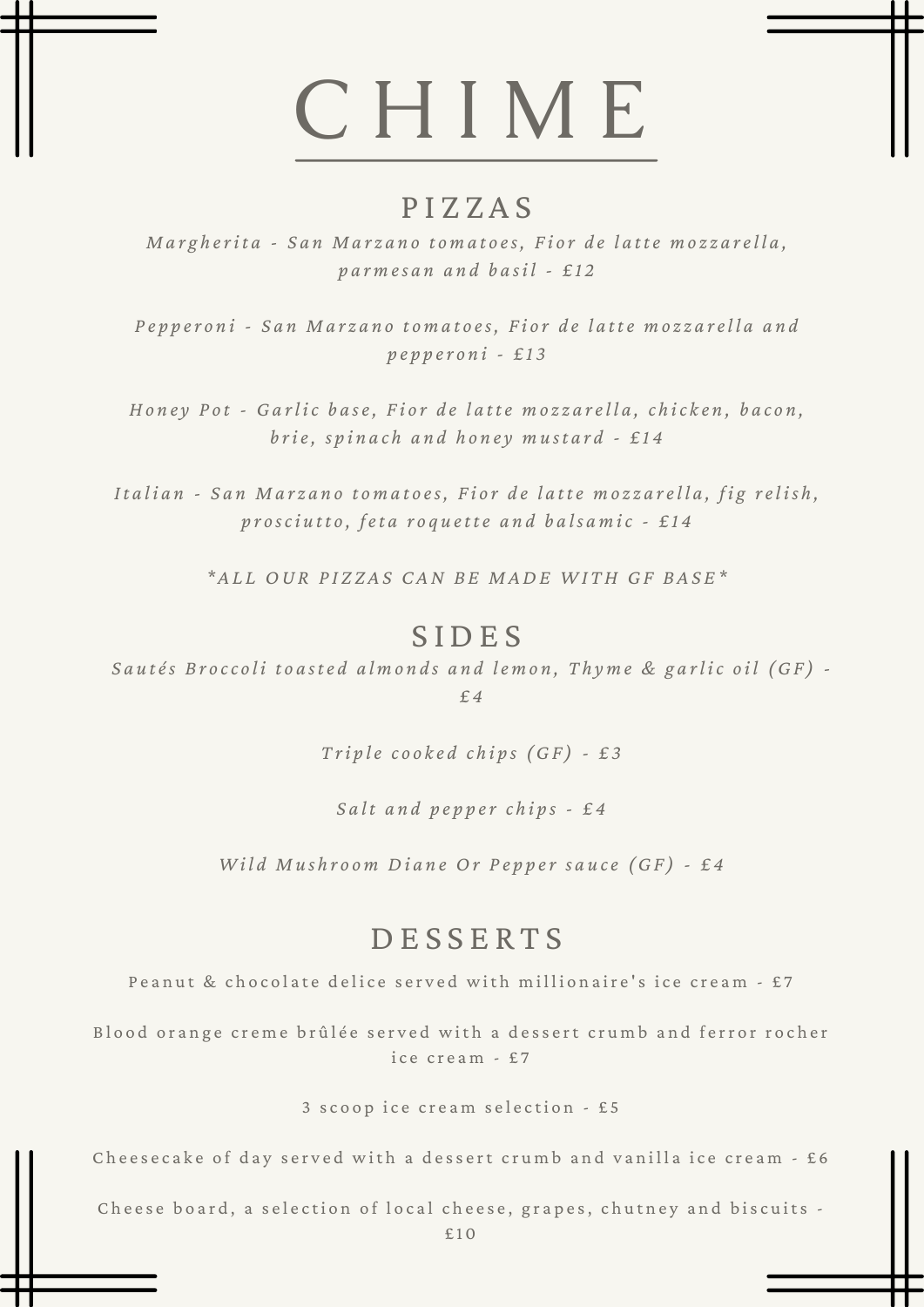# CHIME

## PIZZAS

*Margherita - San Marzano tomatoes, Fior de latte mozzarella, parmesan and basil - £12*

*Pepperoni - San Marzano tomatoes, Fior de latte mozzarella and pepperoni - £13*

*Honey Pot - Garlic base, Fior de latte mozzarella, chicken, bacon, brie, spinach and honey mustard - £14*

*Italian - San Marzano tomatoes, Fior de latte mozzarella, fig relish, prosciutto, feta roquette and balsamic - £14*

*\*ALL OUR PIZZAS CAN BE MADE WITH GF BASE\**

## SIDES

*Sautés Broccoli toasted almonds and lemon, Thyme & garlic oil (GF) - £4*

*Triple cooked chips (GF) - £3*

*Salt and pepper chips - £4*

*Wild Mushroom Diane Or Pepper sauce (GF) - £4*

## DESSERTS

Peanut & chocolate delice served with millionaire's ice cream - £7

Blood orange creme brûlée served with a dessert crumb and ferror rocher ice cream - £7

3 scoop ice cream selection - £5

Cheesecake of day served with a dessert crumb and vanilla ice cream - £6

Cheese board, a selection of local cheese, grapes, chutney and biscuits - £10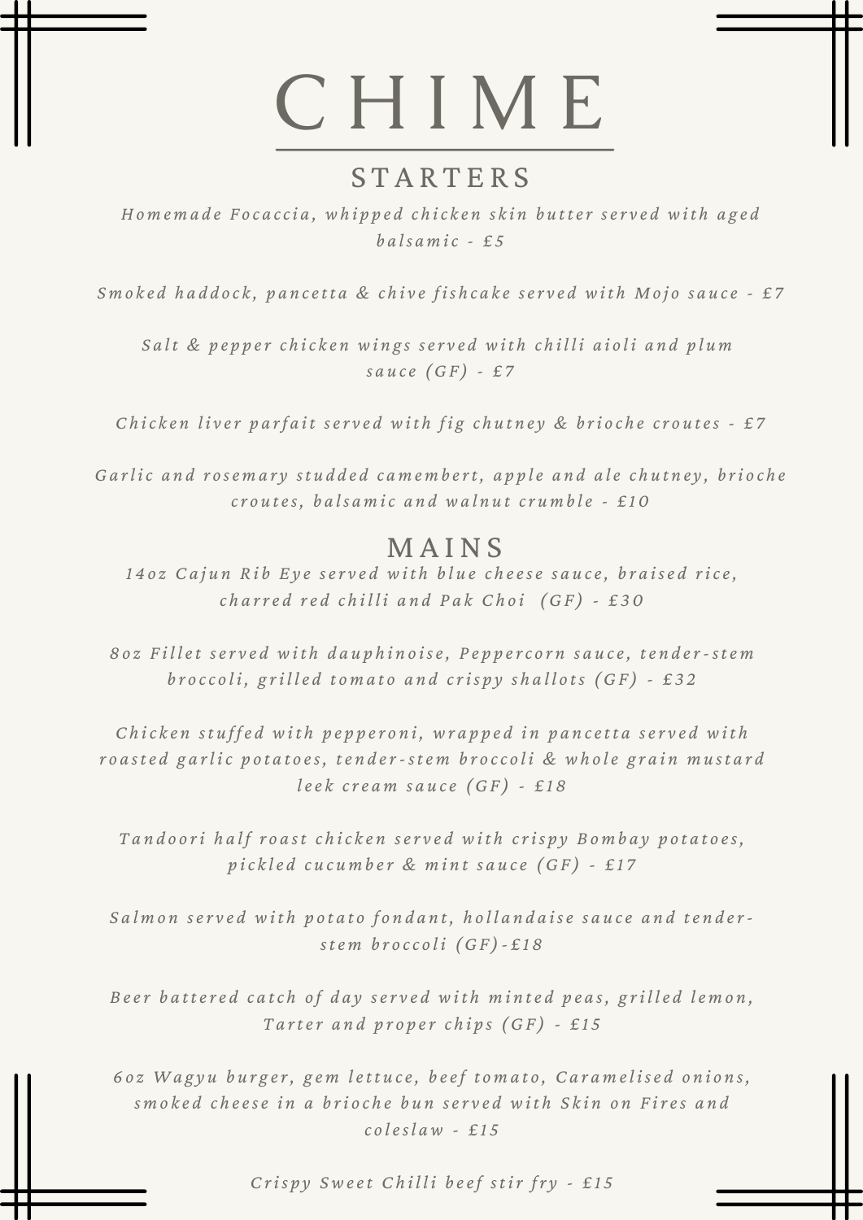# CHIME

## STARTERS

*Homemade Focaccia, whipped chicken skin butter served with aged balsamic - £5*

*Smoked haddock, pancetta & chive fishcake served with Mojo sauce - £7*

*Salt & pepper chicken wings served with chilli aioli and plum sauce (GF) - £7*

*Chicken liver parfait served with fig chutney & brioche croutes - £7*

*Garlic and rosemary studded camembert, apple and ale chutney, brioche croutes, balsamic and walnut crumble - £10*

## MAINS

*14oz Cajun Rib Eye served with blue cheese sauce, braised rice, charred red chilli and Pak Choi (GF) - £30*

*8oz Fillet served with dauphinoise, Peppercorn sauce, tender-stem broccoli, grilled tomato and crispy shallots (GF) - £32*

*Chicken stuffed with pepperoni, wrapped in pancetta served with roasted garlic potatoes, tender-stem broccoli & whole grain mustard leek cream sauce (GF) - £18*

*Tandoori half roast chicken served with crispy Bombay potatoes, pickled cucumber & mint sauce (GF) - £17*

*Salmon served with potato fondant, hollandaise sauce and tender-stem broccoli (GF)-£18*

*Beer battered catch of day served with minted peas, grilled lemon, Tarter and proper chips (GF) - £15*

*6oz Wagyu burger, gem lettuce, beef tomato, Caramelised onions, smoked cheese in a brioche bun served with Skin on Fires and coleslaw - £15*

*Crispy Sweet Chilli beef stir fry - £15*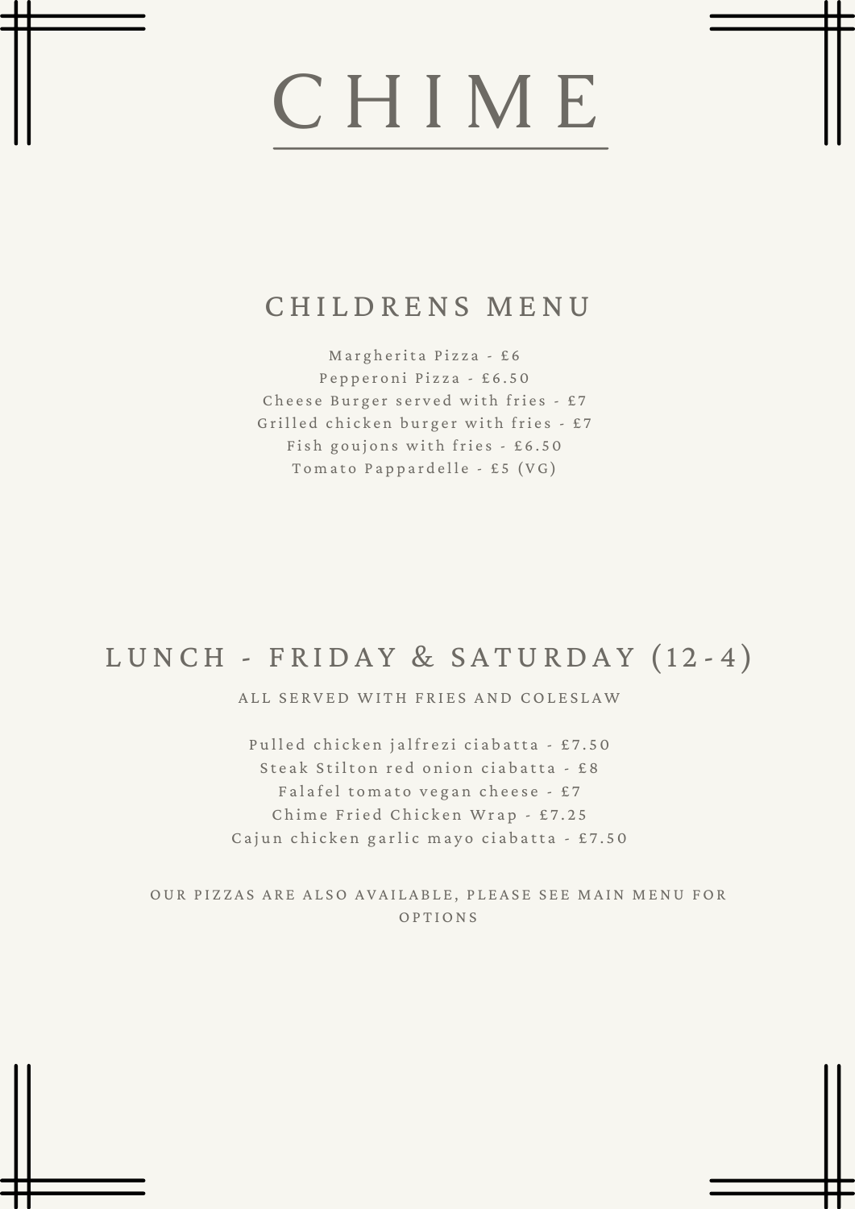# CHIME

## CHILDRENS MENU

Margherita Pizza - £6
Pepperoni Pizza - £6.50
Cheese Burger served with fries - £7
Grilled chicken burger with fries - £7
Fish goujons with fries - £6.50
Tomato Pappardelle - £5 (VG)

## LUNCH - FRIDAY & SATURDAY (12-4)

ALL SERVED WITH FRIES AND COLESLAW

Pulled chicken jalfrezi ciabatta - £7.50
Steak Stilton red onion ciabatta - £8
Falafel tomato vegan cheese - £7
Chime Fried Chicken Wrap - £7.25
Cajun chicken garlic mayo ciabatta - £7.50

OUR PIZZAS ARE ALSO AVAILABLE, PLEASE SEE MAIN MENU FOR OPTIONS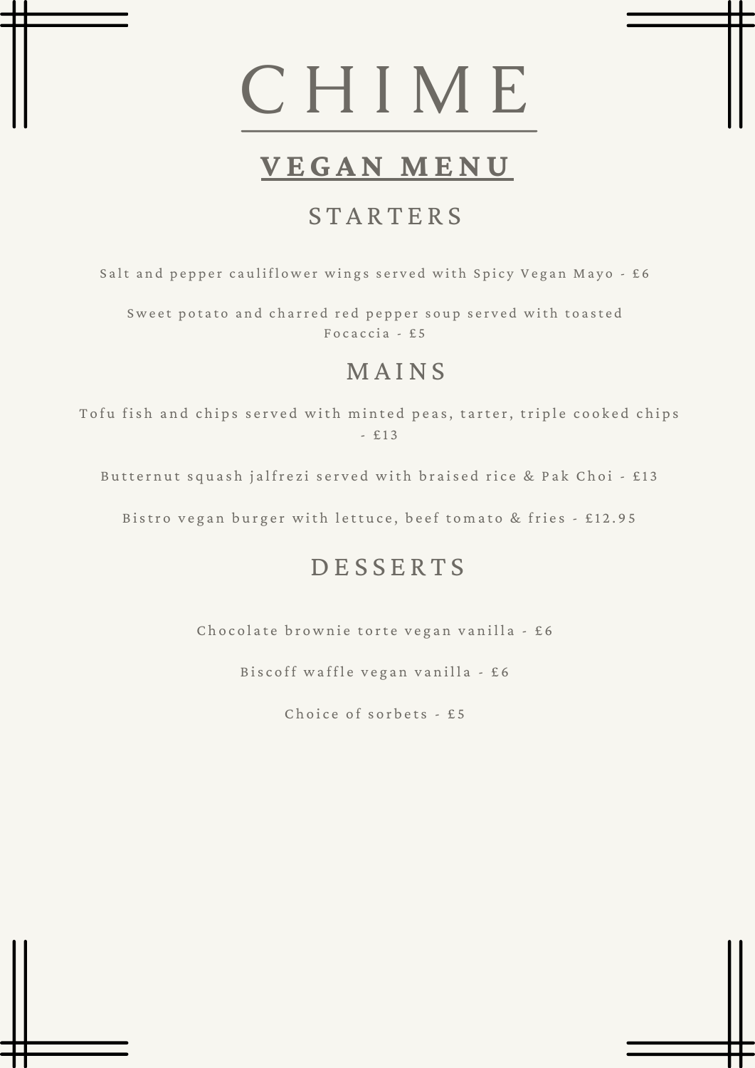# CHIME

## VEGAN MENU

### STARTERS

Salt and pepper cauliflower wings served with Spicy Vegan Mayo - £6

Sweet potato and charred red pepper soup served with toasted Focaccia - £5

### MAINS

Tofu fish and chips served with minted peas, tarter, triple cooked chips - £13

Butternut squash jalfrezi served with braised rice & Pak Choi - £13

Bistro vegan burger with lettuce, beef tomato & fries - £12.95

### DESSERTS

Chocolate brownie torte vegan vanilla - £6

Biscoff waffle vegan vanilla - £6

Choice of sorbets - £5